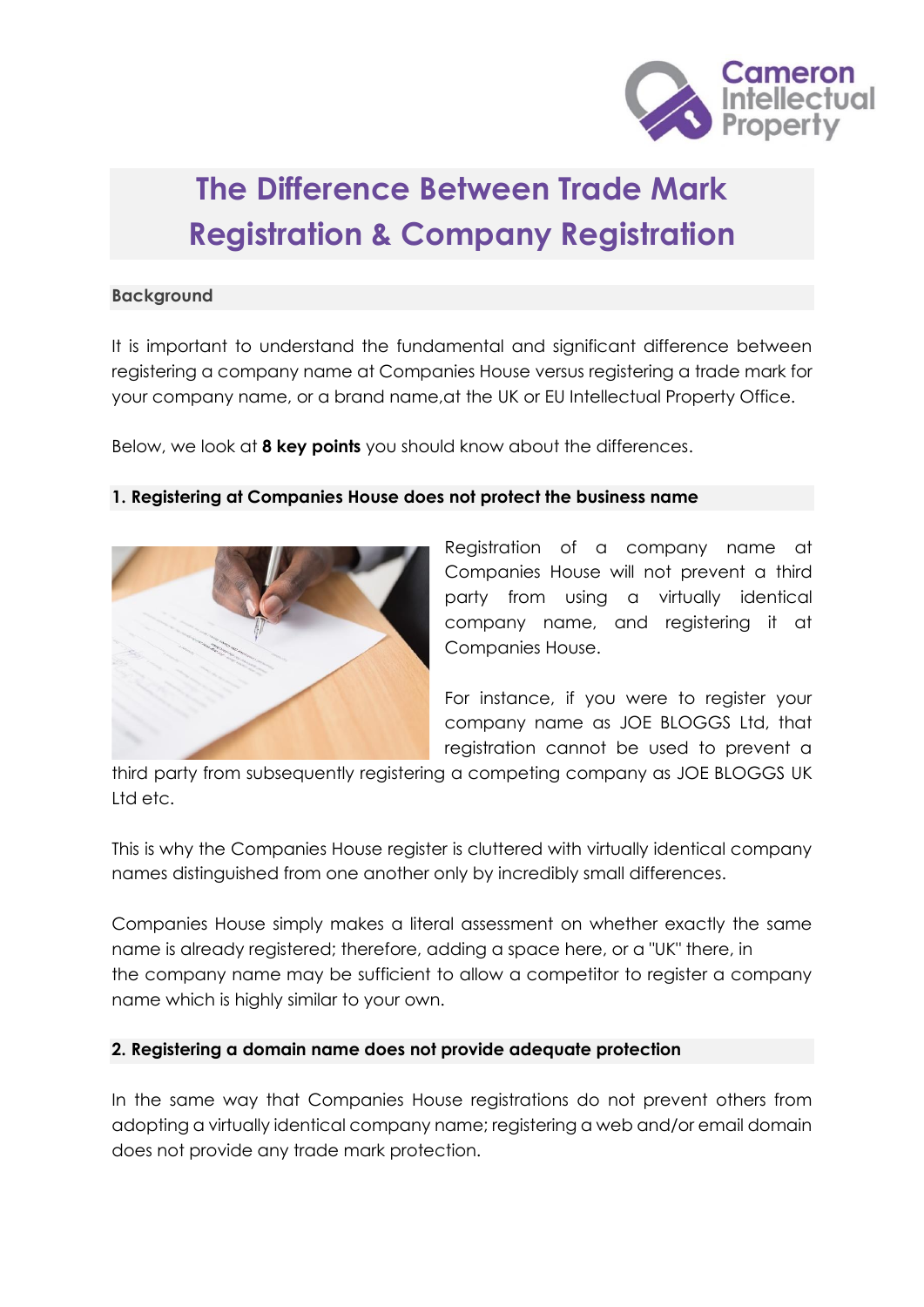# The Difference Between Trade Mark Registration & Company Registration

## Background

It is important to understand the fundamental and significant difference between registering a company name at Companies House versus registering a trade mark for your company name, or a brand name,at the UK or EU Intellectual Property Office.

Below, we look at **8 key points** you should know about the differences.

### 1. Registering at Companies House does not protect the business name

Registration of a company name at Companies House will not prevent a third party from using a virtually identical company name, and registering it at Companies House.

For instance, if you were to register your company name as JOE BLOGGS Ltd, that registration cannot be used to prevent a third party from subsequently registering a competing company as JOE BLOGGS UK Ltd etc.

This is why the Companies House register is cluttered with virtually identical company names distinguished from one another only by incredibly small differences.

Companies House simply makes a literal assessment on whether exactly the same name is already registered; therefore, adding a space here, or a "UK" there, in the company name may be sufficient to allow a competitor to register a company name which is highly similar to your own.

### 2. Registering a domain name does not provide adequate protection

In the same way that Companies House registrations do not prevent others from adopting a virtually identical company name; registering a web and/or email domain does not provide any trade mark protection.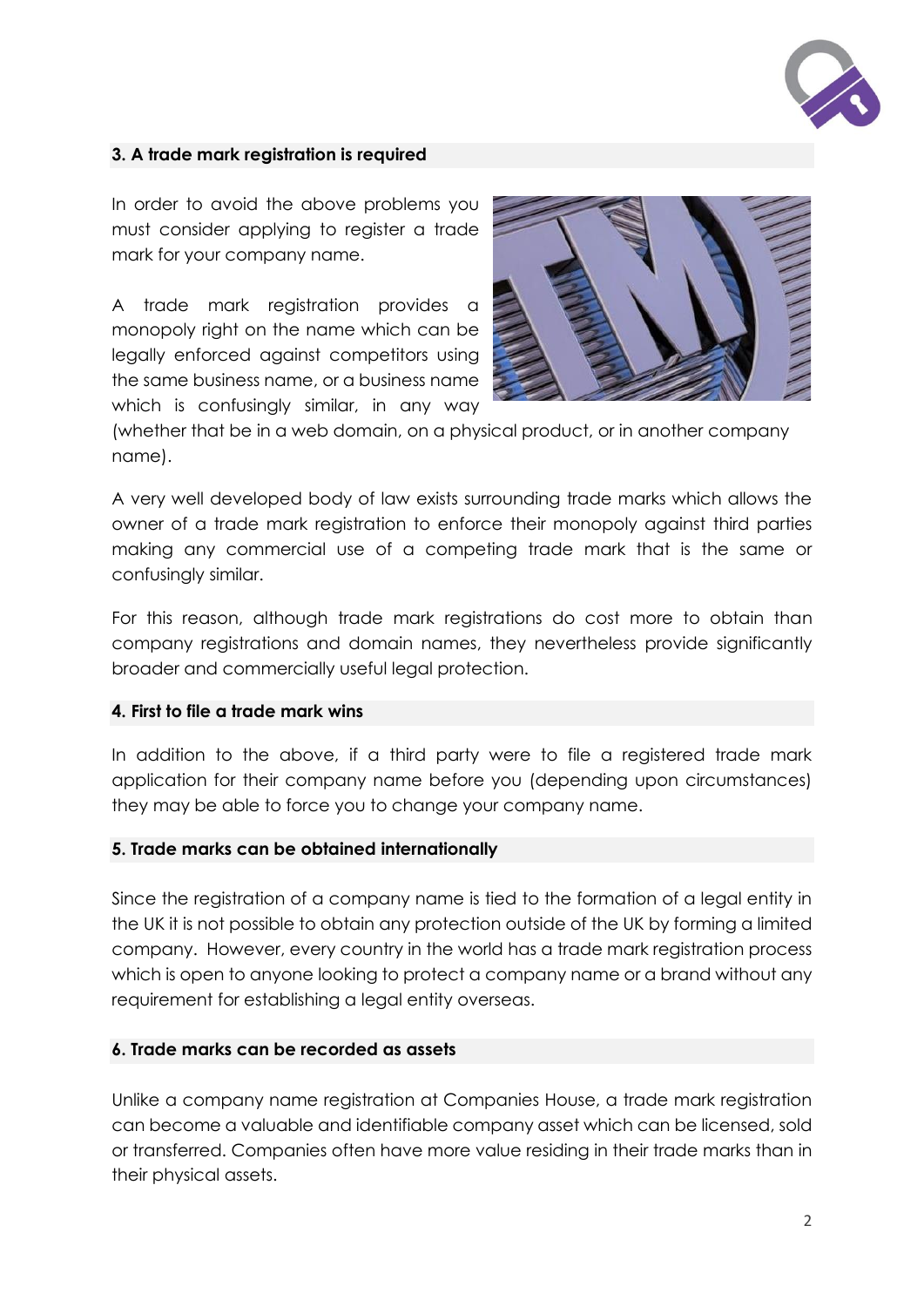**3. A trade mark registration is required**

In order to avoid the above problems you must consider applying to register a trade mark for your company name.

A trade mark registration provides a monopoly right on the name which can be legally enforced against competitors using the same business name, or a business name which is confusingly similar, in any way (whether that be in a web domain, on a physical product, or in another company name).

A very well developed body of law exists surrounding trade marks which allows the owner of a trade mark registration to enforce their monopoly against third parties making any commercial use of a competing trade mark that is the same or confusingly similar.

For this reason, although trade mark registrations do cost more to obtain than company registrations and domain names, they nevertheless provide significantly broader and commercially useful legal protection.

**4. First to file a trade mark wins**

In addition to the above, if a third party were to file a registered trade mark application for their company name before you (depending upon circumstances) they may be able to force you to change your company name.

**5. Trade marks can be obtained internationally**

Since the registration of a company name is tied to the formation of a legal entity in the UK it is not possible to obtain any protection outside of the UK by forming a limited company. However, every country in the world has a trade mark registration process which is open to anyone looking to protect a company name or a brand without any requirement for establishing a legal entity overseas.

**6. Trade marks can be recorded as assets**

Unlike a company name registration at Companies House, a trade mark registration can become a valuable and identifiable company asset which can be licensed, sold or transferred. Companies often have more value residing in their trade marks than in their physical assets.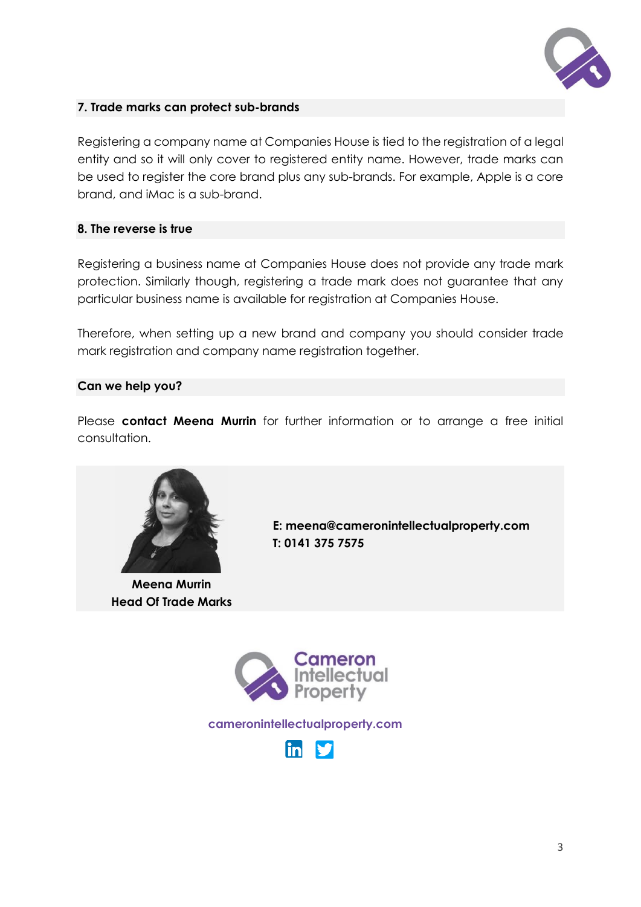### 7. Trade marks can protect sub-brands

Registering a company name at Companies House is tied to the registration of a legal entity and so it will only cover to registered entity name. However, trade marks can be used to register the core brand plus any sub-brands. For example, Apple is a core brand, and iMac is a sub-brand.

### 8. The reverse is true

Registering a business name at Companies House does not provide any trade mark protection. Similarly though, registering a trade mark does not guarantee that any particular business name is available for registration at Companies House.

Therefore, when setting up a new brand and company you should consider trade mark registration and company name registration together.

### Can we help you?

Please **contact Meena Murrin** for further information or to arrange a free initial consultation.

**E: meena@cameronintellectualproperty.com**
**T: 0141 375 7575**

**Meena Murrin**
**Head Of Trade Marks**

Cameron Intellectual Property

cameronintellectualproperty.com